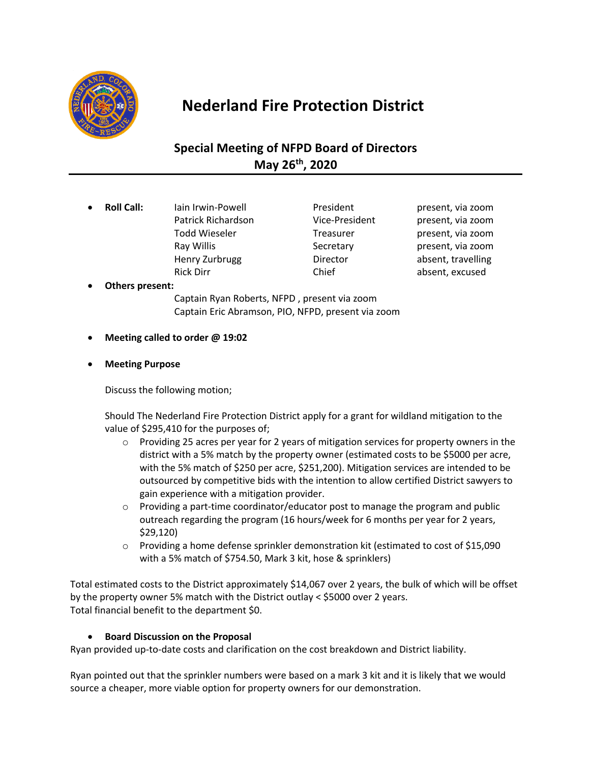# Nederland Fire Protection District

## Special Meeting of NFPD Board of Directors
## May 26th, 2020

- **Roll Call:**

| Name | Title | Status |
|---|---|---|
| Iain Irwin-Powell | President | present, via zoom |
| Patrick Richardson | Vice-President | present, via zoom |
| Todd Wieseler | Treasurer | present, via zoom |
| Ray Willis | Secretary | present, via zoom |
| Henry Zurbrugg | Director | absent, travelling |
| Rick Dirr | Chief | absent, excused |

- **Others present:**

  Captain Ryan Roberts, NFPD , present via zoom
  Captain Eric Abramson, PIO, NFPD, present via zoom

- **Meeting called to order @ 19:02**

- **Meeting Purpose**

  Discuss the following motion;

  Should The Nederland Fire Protection District apply for a grant for wildland mitigation to the value of $295,410 for the purposes of;

  - Providing 25 acres per year for 2 years of mitigation services for property owners in the district with a 5% match by the property owner (estimated costs to be $5000 per acre, with the 5% match of $250 per acre, $251,200). Mitigation services are intended to be outsourced by competitive bids with the intention to allow certified District sawyers to gain experience with a mitigation provider.
  - Providing a part-time coordinator/educator post to manage the program and public outreach regarding the program (16 hours/week for 6 months per year for 2 years, $29,120)
  - Providing a home defense sprinkler demonstration kit (estimated to cost of $15,090 with a 5% match of $754.50, Mark 3 kit, hose & sprinklers)

Total estimated costs to the District approximately $14,067 over 2 years, the bulk of which will be offset by the property owner 5% match with the District outlay < $5000 over 2 years.
Total financial benefit to the department $0.

- **Board Discussion on the Proposal**

Ryan provided up-to-date costs and clarification on the cost breakdown and District liability.

Ryan pointed out that the sprinkler numbers were based on a mark 3 kit and it is likely that we would source a cheaper, more viable option for property owners for our demonstration.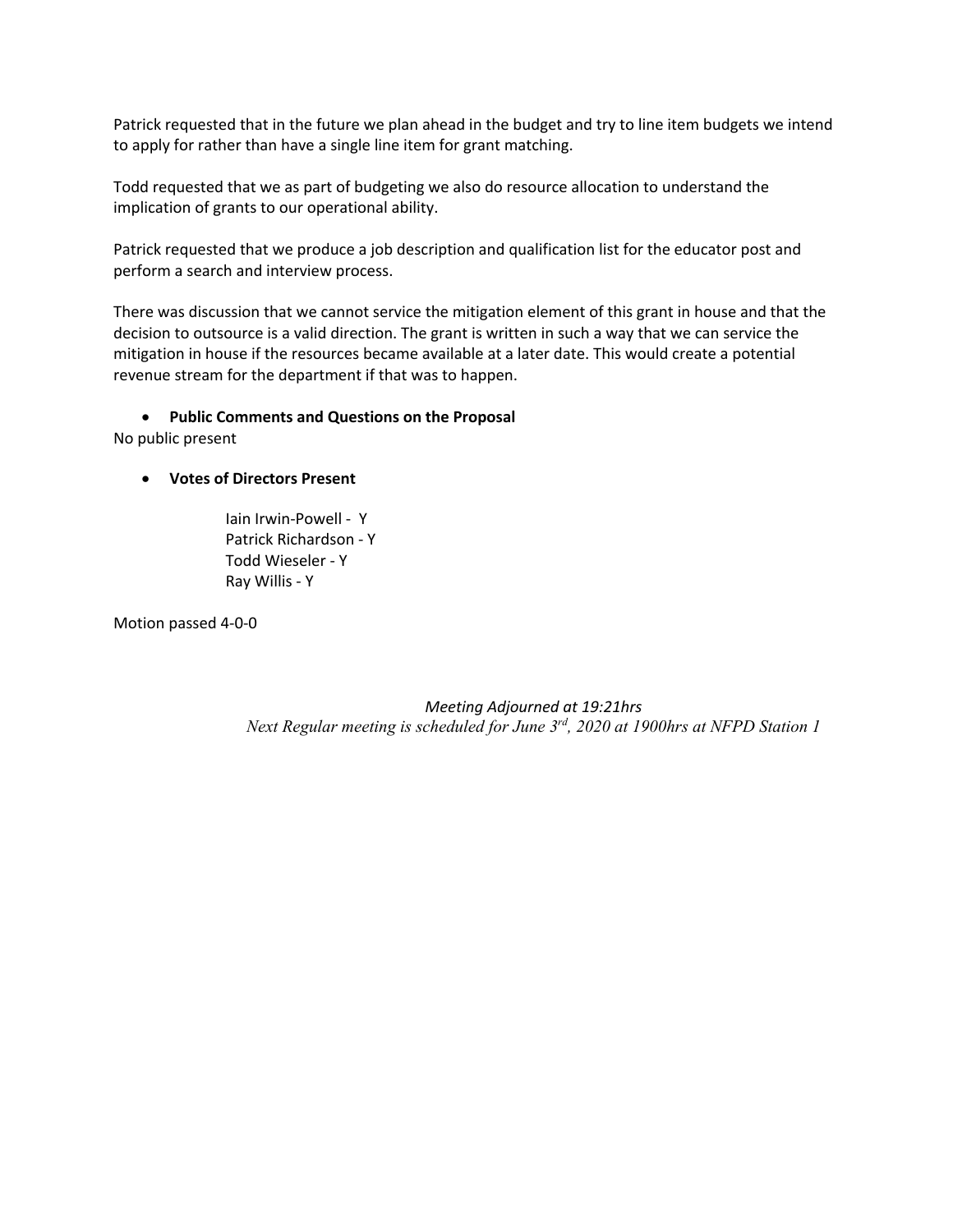Patrick requested that in the future we plan ahead in the budget and try to line item budgets we intend to apply for rather than have a single line item for grant matching.

Todd requested that we as part of budgeting we also do resource allocation to understand the implication of grants to our operational ability.

Patrick requested that we produce a job description and qualification list for the educator post and perform a search and interview process.

There was discussion that we cannot service the mitigation element of this grant in house and that the decision to outsource is a valid direction. The grant is written in such a way that we can service the mitigation in house if the resources became available at a later date. This would create a potential revenue stream for the department if that was to happen.

- **Public Comments and Questions on the Proposal**

No public present

- **Votes of Directors Present**

  Iain Irwin-Powell - Y
  Patrick Richardson - Y
  Todd Wieseler - Y
  Ray Willis - Y

Motion passed 4-0-0

*Meeting Adjourned at 19:21hrs*

*Next Regular meeting is scheduled for June 3rd, 2020 at 1900hrs at NFPD Station 1*